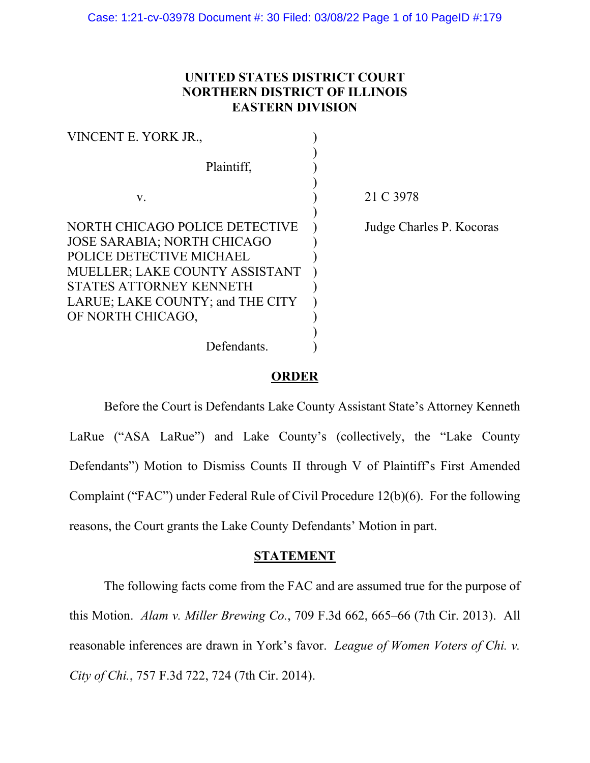# UNITED STATES DISTRICT COURT
# NORTHERN DISTRICT OF ILLINOIS
# EASTERN DIVISION

| | | |
|---|---|---|
| VINCENT E. YORK JR., | ) | |
| Plaintiff, | ) | |
| v. | ) | 21 C 3978 |
| NORTH CHICAGO POLICE DETECTIVE JOSE SARABIA; NORTH CHICAGO POLICE DETECTIVE MICHAEL MUELLER; LAKE COUNTY ASSISTANT STATES ATTORNEY KENNETH LARUE; LAKE COUNTY; and THE CITY OF NORTH CHICAGO, | ) | Judge Charles P. Kocoras |
| Defendants. | ) | |

## ORDER

Before the Court is Defendants Lake County Assistant State's Attorney Kenneth LaRue ("ASA LaRue") and Lake County's (collectively, the "Lake County Defendants") Motion to Dismiss Counts II through V of Plaintiff's First Amended Complaint ("FAC") under Federal Rule of Civil Procedure 12(b)(6). For the following reasons, the Court grants the Lake County Defendants' Motion in part.

## STATEMENT

The following facts come from the FAC and are assumed true for the purpose of this Motion. *Alam v. Miller Brewing Co.*, 709 F.3d 662, 665–66 (7th Cir. 2013). All reasonable inferences are drawn in York's favor. *League of Women Voters of Chi. v. City of Chi.*, 757 F.3d 722, 724 (7th Cir. 2014).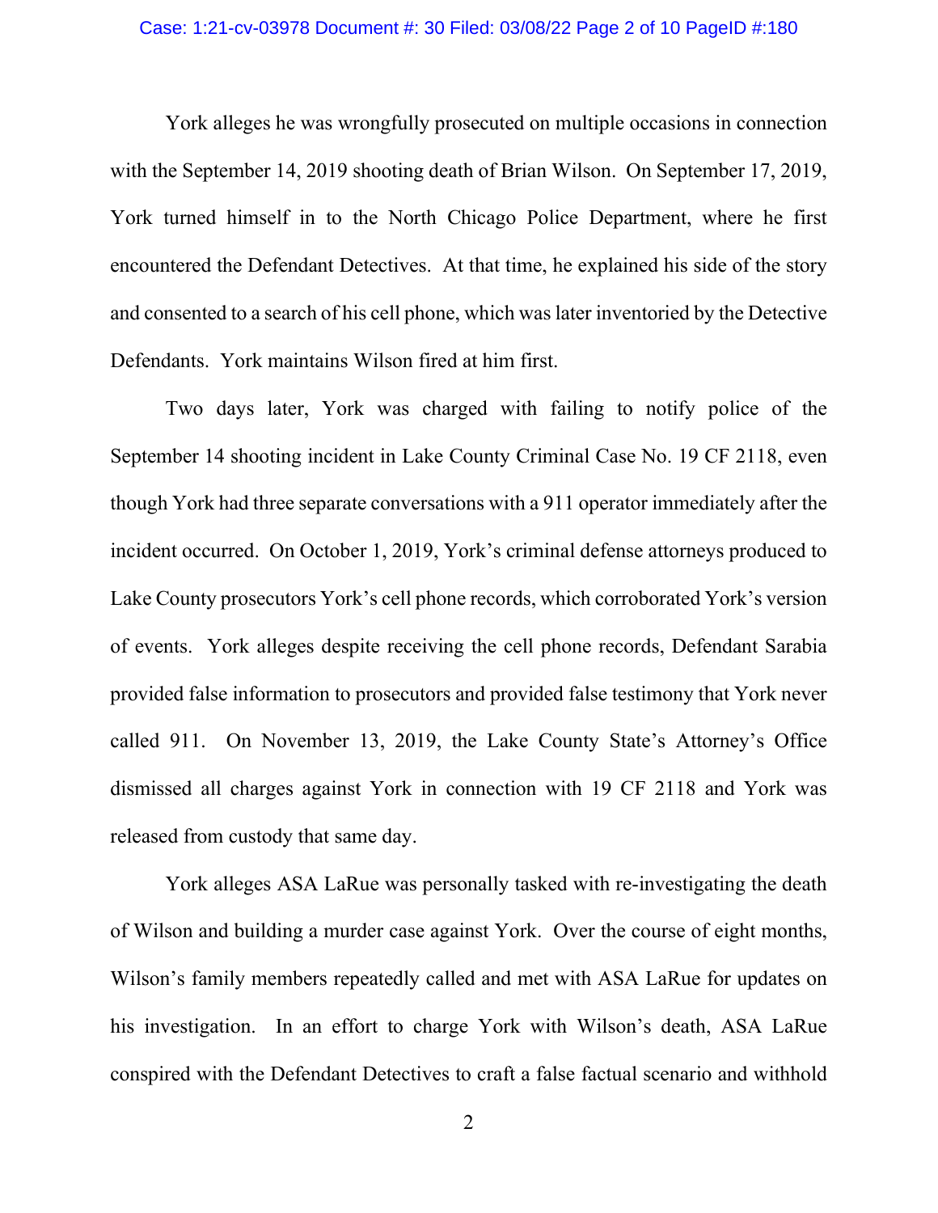York alleges he was wrongfully prosecuted on multiple occasions in connection with the September 14, 2019 shooting death of Brian Wilson. On September 17, 2019, York turned himself in to the North Chicago Police Department, where he first encountered the Defendant Detectives. At that time, he explained his side of the story and consented to a search of his cell phone, which was later inventoried by the Detective Defendants. York maintains Wilson fired at him first.

Two days later, York was charged with failing to notify police of the September 14 shooting incident in Lake County Criminal Case No. 19 CF 2118, even though York had three separate conversations with a 911 operator immediately after the incident occurred. On October 1, 2019, York's criminal defense attorneys produced to Lake County prosecutors York's cell phone records, which corroborated York's version of events. York alleges despite receiving the cell phone records, Defendant Sarabia provided false information to prosecutors and provided false testimony that York never called 911. On November 13, 2019, the Lake County State's Attorney's Office dismissed all charges against York in connection with 19 CF 2118 and York was released from custody that same day.

York alleges ASA LaRue was personally tasked with re-investigating the death of Wilson and building a murder case against York. Over the course of eight months, Wilson's family members repeatedly called and met with ASA LaRue for updates on his investigation. In an effort to charge York with Wilson's death, ASA LaRue conspired with the Defendant Detectives to craft a false factual scenario and withhold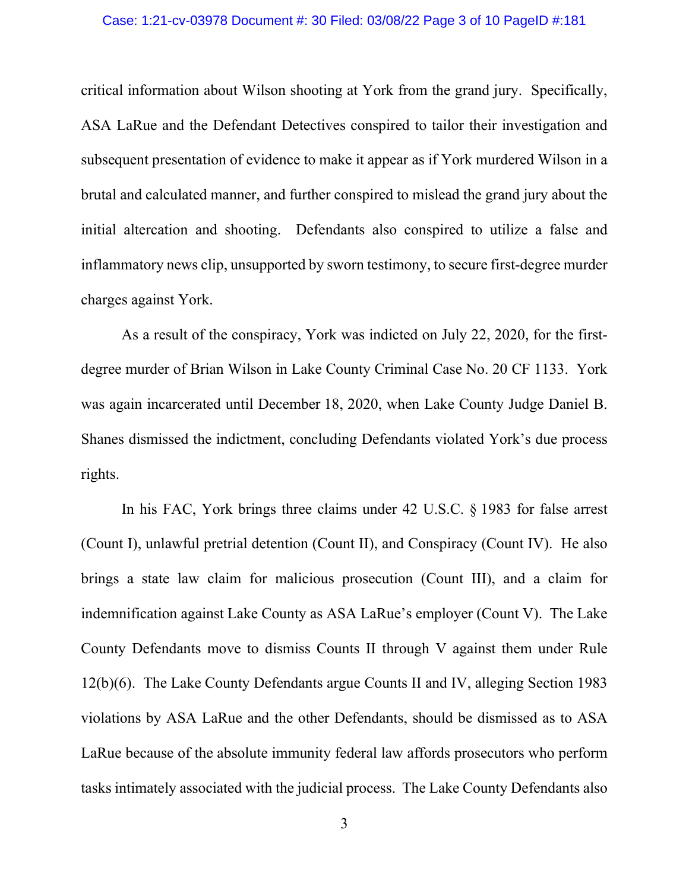critical information about Wilson shooting at York from the grand jury. Specifically, ASA LaRue and the Defendant Detectives conspired to tailor their investigation and subsequent presentation of evidence to make it appear as if York murdered Wilson in a brutal and calculated manner, and further conspired to mislead the grand jury about the initial altercation and shooting. Defendants also conspired to utilize a false and inflammatory news clip, unsupported by sworn testimony, to secure first-degree murder charges against York.

As a result of the conspiracy, York was indicted on July 22, 2020, for the first-degree murder of Brian Wilson in Lake County Criminal Case No. 20 CF 1133. York was again incarcerated until December 18, 2020, when Lake County Judge Daniel B. Shanes dismissed the indictment, concluding Defendants violated York's due process rights.

In his FAC, York brings three claims under 42 U.S.C. § 1983 for false arrest (Count I), unlawful pretrial detention (Count II), and Conspiracy (Count IV). He also brings a state law claim for malicious prosecution (Count III), and a claim for indemnification against Lake County as ASA LaRue's employer (Count V). The Lake County Defendants move to dismiss Counts II through V against them under Rule 12(b)(6). The Lake County Defendants argue Counts II and IV, alleging Section 1983 violations by ASA LaRue and the other Defendants, should be dismissed as to ASA LaRue because of the absolute immunity federal law affords prosecutors who perform tasks intimately associated with the judicial process. The Lake County Defendants also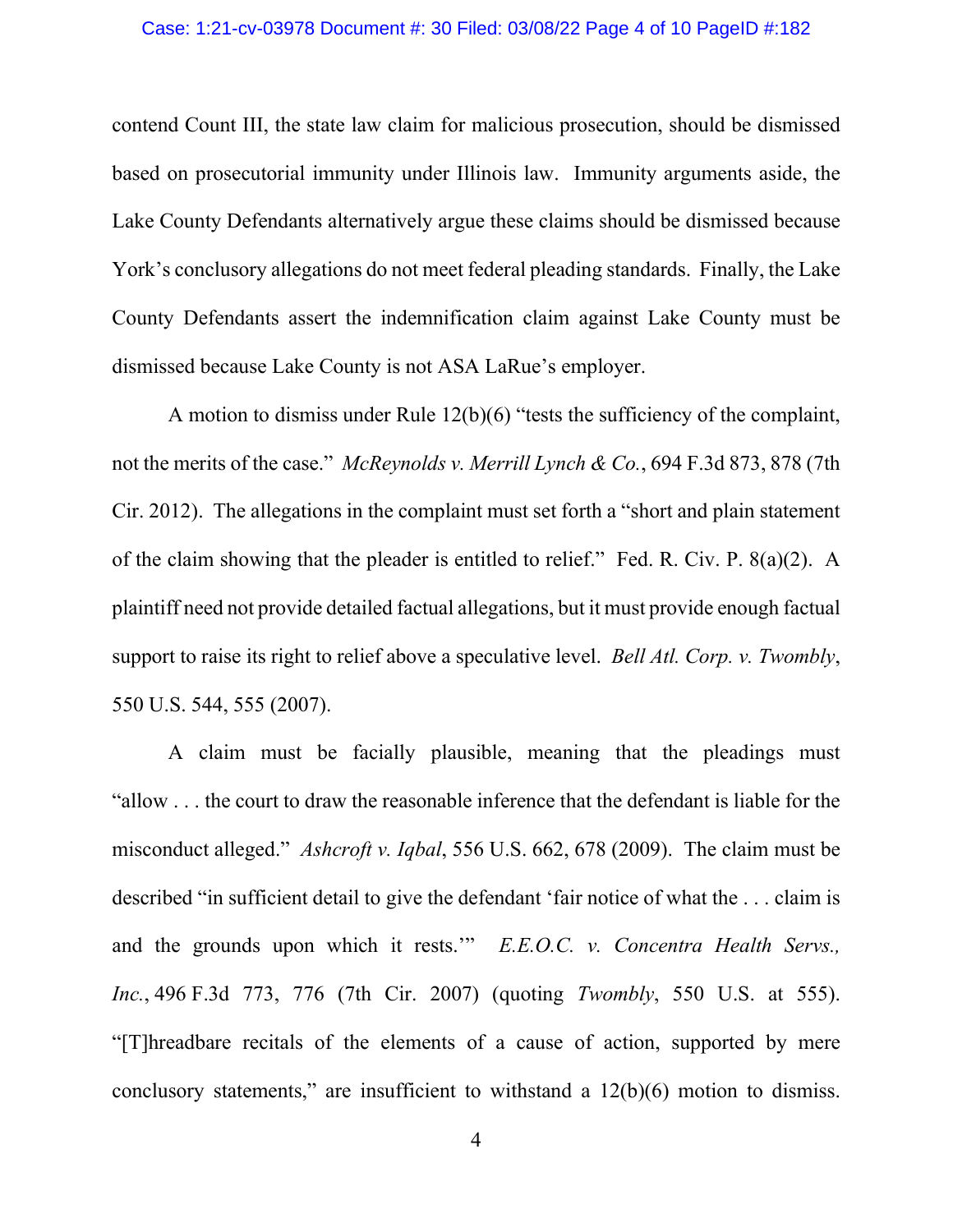contend Count III, the state law claim for malicious prosecution, should be dismissed based on prosecutorial immunity under Illinois law. Immunity arguments aside, the Lake County Defendants alternatively argue these claims should be dismissed because York's conclusory allegations do not meet federal pleading standards. Finally, the Lake County Defendants assert the indemnification claim against Lake County must be dismissed because Lake County is not ASA LaRue's employer.

A motion to dismiss under Rule 12(b)(6) "tests the sufficiency of the complaint, not the merits of the case." *McReynolds v. Merrill Lynch & Co.*, 694 F.3d 873, 878 (7th Cir. 2012). The allegations in the complaint must set forth a "short and plain statement of the claim showing that the pleader is entitled to relief." Fed. R. Civ. P. 8(a)(2). A plaintiff need not provide detailed factual allegations, but it must provide enough factual support to raise its right to relief above a speculative level. *Bell Atl. Corp. v. Twombly*, 550 U.S. 544, 555 (2007).

A claim must be facially plausible, meaning that the pleadings must "allow . . . the court to draw the reasonable inference that the defendant is liable for the misconduct alleged." *Ashcroft v. Iqbal*, 556 U.S. 662, 678 (2009). The claim must be described "in sufficient detail to give the defendant 'fair notice of what the . . . claim is and the grounds upon which it rests.'" *E.E.O.C. v. Concentra Health Servs., Inc.*, 496 F.3d 773, 776 (7th Cir. 2007) (quoting *Twombly*, 550 U.S. at 555). "[T]hreadbare recitals of the elements of a cause of action, supported by mere conclusory statements," are insufficient to withstand a 12(b)(6) motion to dismiss.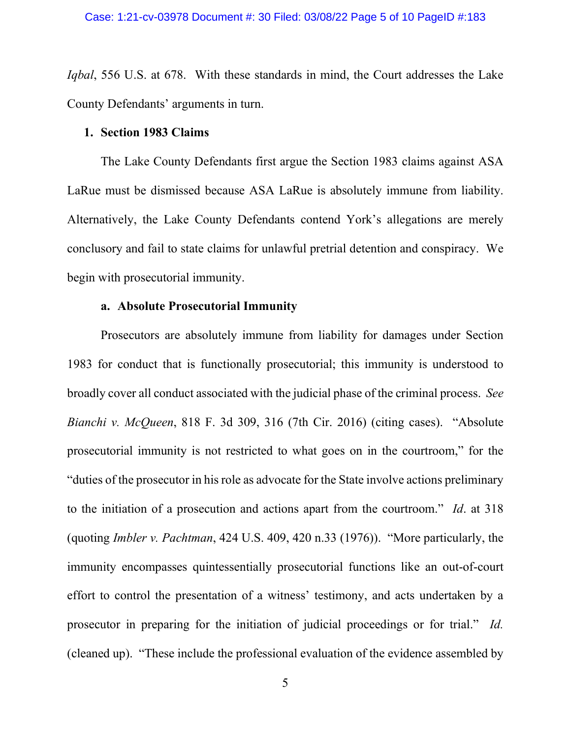*Iqbal*, 556 U.S. at 678. With these standards in mind, the Court addresses the Lake County Defendants' arguments in turn.

**1. Section 1983 Claims**

The Lake County Defendants first argue the Section 1983 claims against ASA LaRue must be dismissed because ASA LaRue is absolutely immune from liability. Alternatively, the Lake County Defendants contend York's allegations are merely conclusory and fail to state claims for unlawful pretrial detention and conspiracy. We begin with prosecutorial immunity.

**a. Absolute Prosecutorial Immunity**

Prosecutors are absolutely immune from liability for damages under Section 1983 for conduct that is functionally prosecutorial; this immunity is understood to broadly cover all conduct associated with the judicial phase of the criminal process. *See Bianchi v. McQueen*, 818 F. 3d 309, 316 (7th Cir. 2016) (citing cases). "Absolute prosecutorial immunity is not restricted to what goes on in the courtroom," for the "duties of the prosecutor in his role as advocate for the State involve actions preliminary to the initiation of a prosecution and actions apart from the courtroom." *Id*. at 318 (quoting *Imbler v. Pachtman*, 424 U.S. 409, 420 n.33 (1976)). "More particularly, the immunity encompasses quintessentially prosecutorial functions like an out-of-court effort to control the presentation of a witness' testimony, and acts undertaken by a prosecutor in preparing for the initiation of judicial proceedings or for trial." *Id.* (cleaned up). "These include the professional evaluation of the evidence assembled by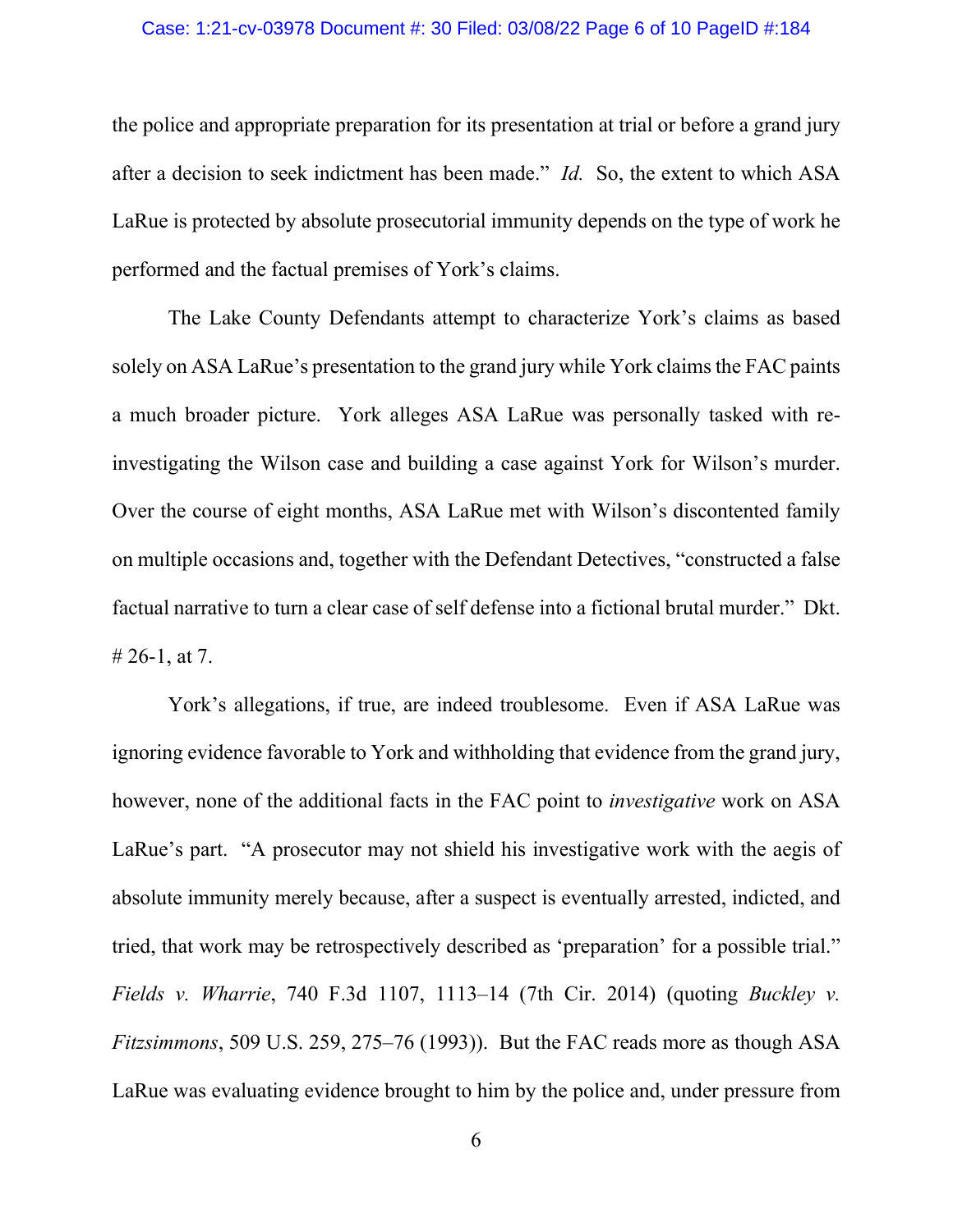the police and appropriate preparation for its presentation at trial or before a grand jury after a decision to seek indictment has been made." *Id.* So, the extent to which ASA LaRue is protected by absolute prosecutorial immunity depends on the type of work he performed and the factual premises of York's claims.

The Lake County Defendants attempt to characterize York's claims as based solely on ASA LaRue's presentation to the grand jury while York claims the FAC paints a much broader picture. York alleges ASA LaRue was personally tasked with re-investigating the Wilson case and building a case against York for Wilson's murder. Over the course of eight months, ASA LaRue met with Wilson's discontented family on multiple occasions and, together with the Defendant Detectives, "constructed a false factual narrative to turn a clear case of self defense into a fictional brutal murder." Dkt. # 26-1, at 7.

York's allegations, if true, are indeed troublesome. Even if ASA LaRue was ignoring evidence favorable to York and withholding that evidence from the grand jury, however, none of the additional facts in the FAC point to *investigative* work on ASA LaRue's part. "A prosecutor may not shield his investigative work with the aegis of absolute immunity merely because, after a suspect is eventually arrested, indicted, and tried, that work may be retrospectively described as 'preparation' for a possible trial." *Fields v. Wharrie*, 740 F.3d 1107, 1113–14 (7th Cir. 2014) (quoting *Buckley v. Fitzsimmons*, 509 U.S. 259, 275–76 (1993)). But the FAC reads more as though ASA LaRue was evaluating evidence brought to him by the police and, under pressure from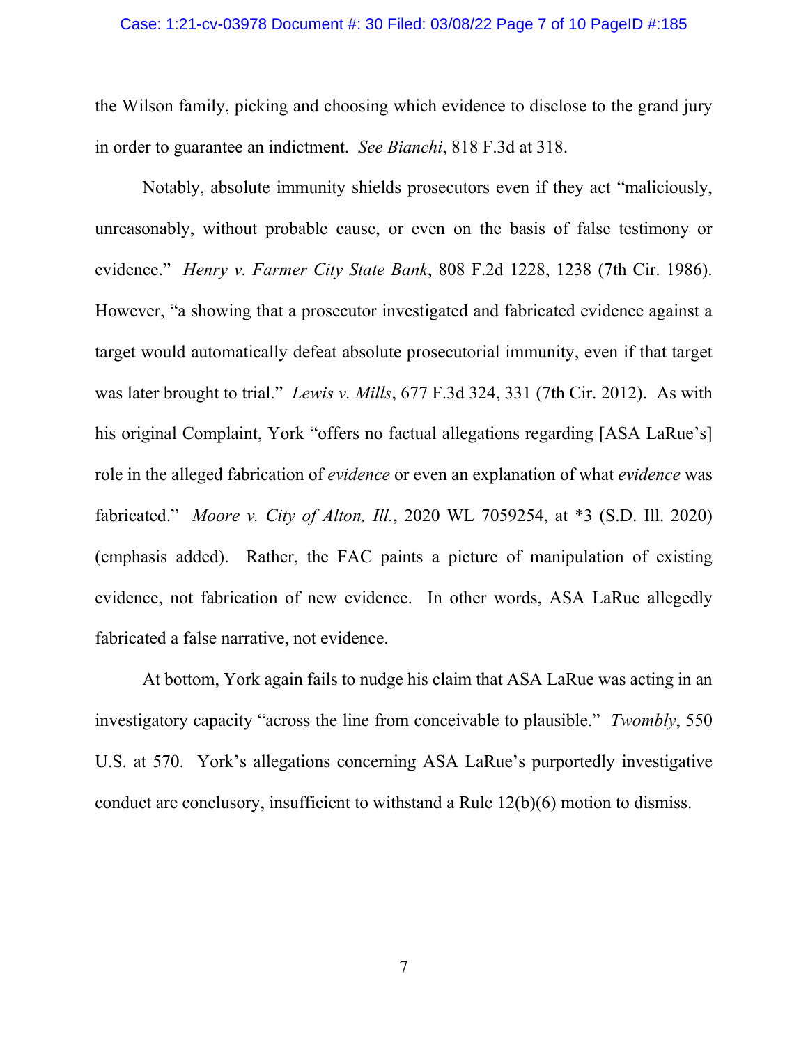the Wilson family, picking and choosing which evidence to disclose to the grand jury in order to guarantee an indictment. *See Bianchi*, 818 F.3d at 318.

Notably, absolute immunity shields prosecutors even if they act "maliciously, unreasonably, without probable cause, or even on the basis of false testimony or evidence." *Henry v. Farmer City State Bank*, 808 F.2d 1228, 1238 (7th Cir. 1986). However, "a showing that a prosecutor investigated and fabricated evidence against a target would automatically defeat absolute prosecutorial immunity, even if that target was later brought to trial." *Lewis v. Mills*, 677 F.3d 324, 331 (7th Cir. 2012). As with his original Complaint, York "offers no factual allegations regarding [ASA LaRue's] role in the alleged fabrication of *evidence* or even an explanation of what *evidence* was fabricated." *Moore v. City of Alton, Ill.*, 2020 WL 7059254, at *3 (S.D. Ill. 2020) (emphasis added). Rather, the FAC paints a picture of manipulation of existing evidence, not fabrication of new evidence. In other words, ASA LaRue allegedly fabricated a false narrative, not evidence.

At bottom, York again fails to nudge his claim that ASA LaRue was acting in an investigatory capacity "across the line from conceivable to plausible." *Twombly*, 550 U.S. at 570. York's allegations concerning ASA LaRue's purportedly investigative conduct are conclusory, insufficient to withstand a Rule 12(b)(6) motion to dismiss.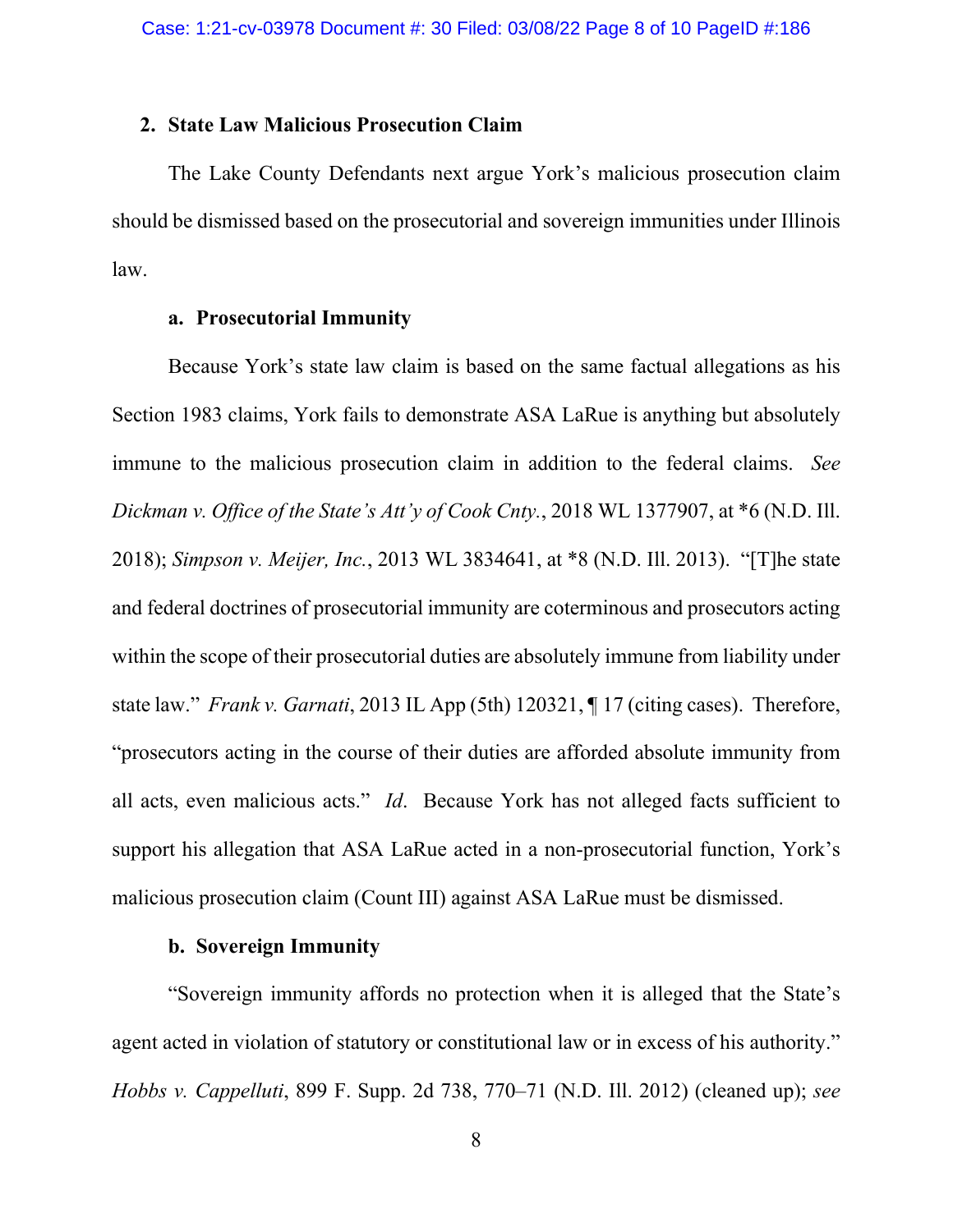### 2. State Law Malicious Prosecution Claim

The Lake County Defendants next argue York's malicious prosecution claim should be dismissed based on the prosecutorial and sovereign immunities under Illinois law.

#### a. Prosecutorial Immunity

Because York's state law claim is based on the same factual allegations as his Section 1983 claims, York fails to demonstrate ASA LaRue is anything but absolutely immune to the malicious prosecution claim in addition to the federal claims. *See Dickman v. Office of the State's Att'y of Cook Cnty.*, 2018 WL 1377907, at *6 (N.D. Ill. 2018); *Simpson v. Meijer, Inc.*, 2013 WL 3834641, at *8 (N.D. Ill. 2013). "[T]he state and federal doctrines of prosecutorial immunity are coterminous and prosecutors acting within the scope of their prosecutorial duties are absolutely immune from liability under state law." *Frank v. Garnati*, 2013 IL App (5th) 120321, ¶ 17 (citing cases). Therefore, "prosecutors acting in the course of their duties are afforded absolute immunity from all acts, even malicious acts." *Id*. Because York has not alleged facts sufficient to support his allegation that ASA LaRue acted in a non-prosecutorial function, York's malicious prosecution claim (Count III) against ASA LaRue must be dismissed.

#### b. Sovereign Immunity

"Sovereign immunity affords no protection when it is alleged that the State's agent acted in violation of statutory or constitutional law or in excess of his authority." *Hobbs v. Cappelluti*, 899 F. Supp. 2d 738, 770–71 (N.D. Ill. 2012) (cleaned up); *see*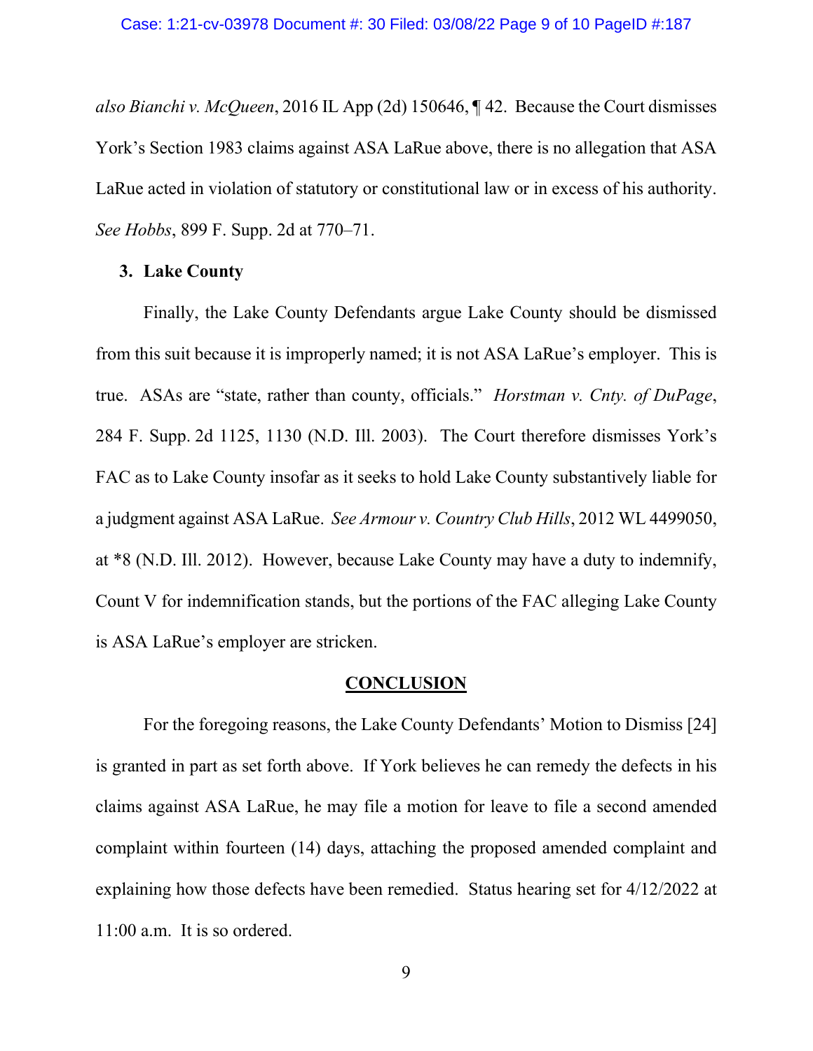*also Bianchi v. McQueen*, 2016 IL App (2d) 150646, ¶ 42. Because the Court dismisses York's Section 1983 claims against ASA LaRue above, there is no allegation that ASA LaRue acted in violation of statutory or constitutional law or in excess of his authority. *See Hobbs*, 899 F. Supp. 2d at 770–71.

### 3. Lake County

Finally, the Lake County Defendants argue Lake County should be dismissed from this suit because it is improperly named; it is not ASA LaRue's employer. This is true. ASAs are "state, rather than county, officials." *Horstman v. Cnty. of DuPage*, 284 F. Supp. 2d 1125, 1130 (N.D. Ill. 2003). The Court therefore dismisses York's FAC as to Lake County insofar as it seeks to hold Lake County substantively liable for a judgment against ASA LaRue. *See Armour v. Country Club Hills*, 2012 WL 4499050, at *8 (N.D. Ill. 2012). However, because Lake County may have a duty to indemnify, Count V for indemnification stands, but the portions of the FAC alleging Lake County is ASA LaRue's employer are stricken.

## CONCLUSION

For the foregoing reasons, the Lake County Defendants' Motion to Dismiss [24] is granted in part as set forth above. If York believes he can remedy the defects in his claims against ASA LaRue, he may file a motion for leave to file a second amended complaint within fourteen (14) days, attaching the proposed amended complaint and explaining how those defects have been remedied. Status hearing set for 4/12/2022 at 11:00 a.m. It is so ordered.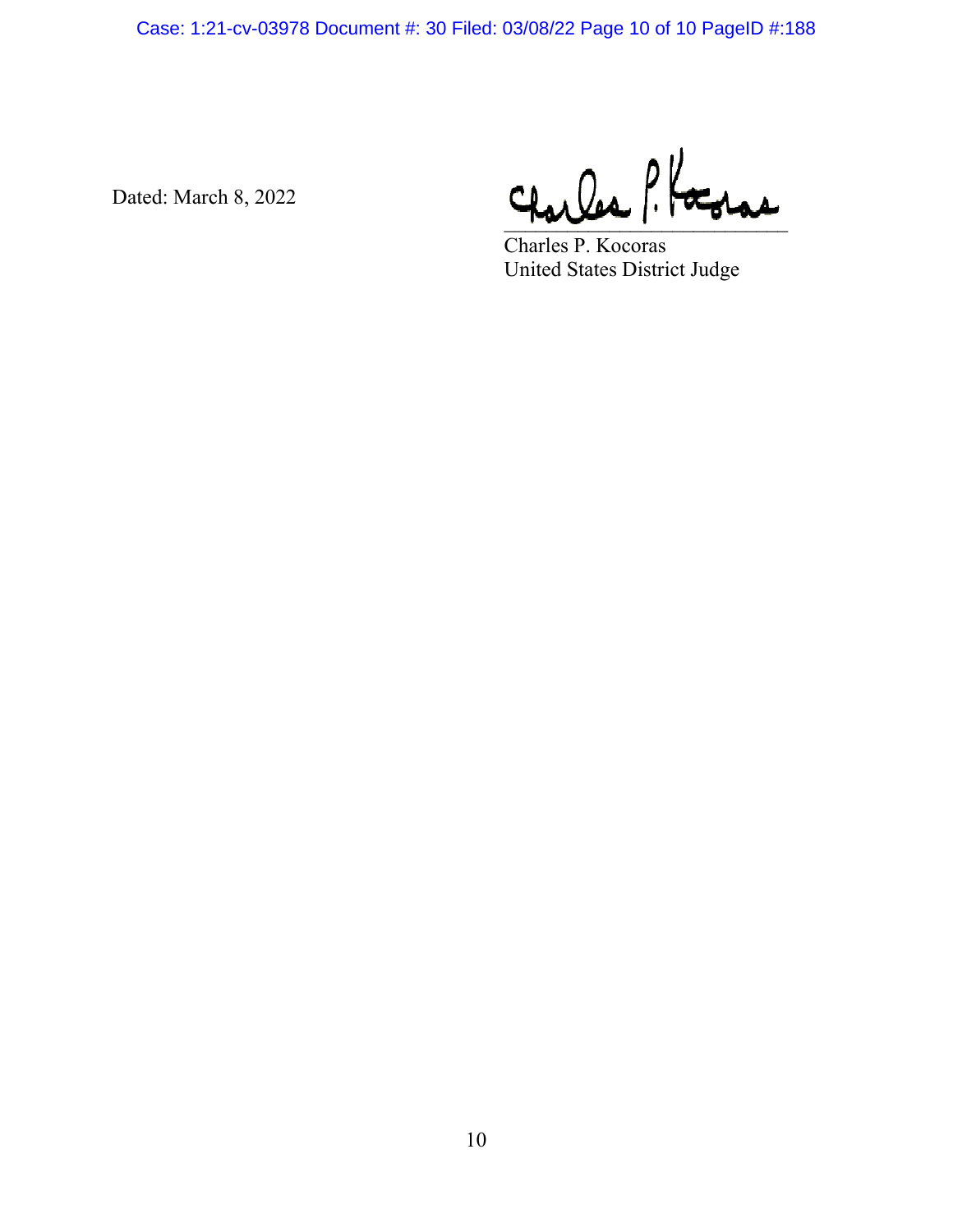Dated: March 8, 2022

Charles P. Kocoras
United States District Judge